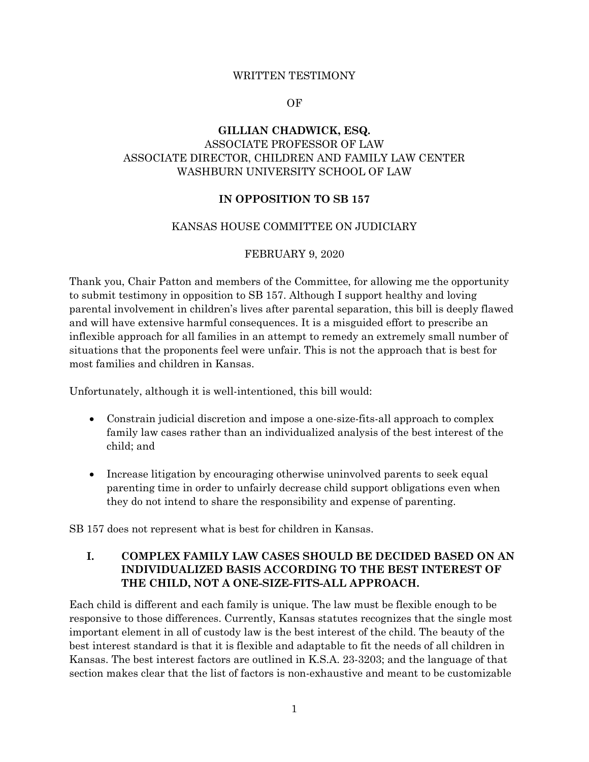WRITTEN TESTIMONY

OF

**GILLIAN CHADWICK, ESQ.**
ASSOCIATE PROFESSOR OF LAW
ASSOCIATE DIRECTOR, CHILDREN AND FAMILY LAW CENTER
WASHBURN UNIVERSITY SCHOOL OF LAW

**IN OPPOSITION TO SB 157**

KANSAS HOUSE COMMITTEE ON JUDICIARY

FEBRUARY 9, 2020

Thank you, Chair Patton and members of the Committee, for allowing me the opportunity to submit testimony in opposition to SB 157. Although I support healthy and loving parental involvement in children's lives after parental separation, this bill is deeply flawed and will have extensive harmful consequences. It is a misguided effort to prescribe an inflexible approach for all families in an attempt to remedy an extremely small number of situations that the proponents feel were unfair. This is not the approach that is best for most families and children in Kansas.

Unfortunately, although it is well-intentioned, this bill would:

- Constrain judicial discretion and impose a one-size-fits-all approach to complex family law cases rather than an individualized analysis of the best interest of the child; and
- Increase litigation by encouraging otherwise uninvolved parents to seek equal parenting time in order to unfairly decrease child support obligations even when they do not intend to share the responsibility and expense of parenting.

SB 157 does not represent what is best for children in Kansas.

## I. COMPLEX FAMILY LAW CASES SHOULD BE DECIDED BASED ON AN INDIVIDUALIZED BASIS ACCORDING TO THE BEST INTEREST OF THE CHILD, NOT A ONE-SIZE-FITS-ALL APPROACH.

Each child is different and each family is unique. The law must be flexible enough to be responsive to those differences. Currently, Kansas statutes recognizes that the single most important element in all of custody law is the best interest of the child. The beauty of the best interest standard is that it is flexible and adaptable to fit the needs of all children in Kansas. The best interest factors are outlined in K.S.A. 23-3203; and the language of that section makes clear that the list of factors is non-exhaustive and meant to be customizable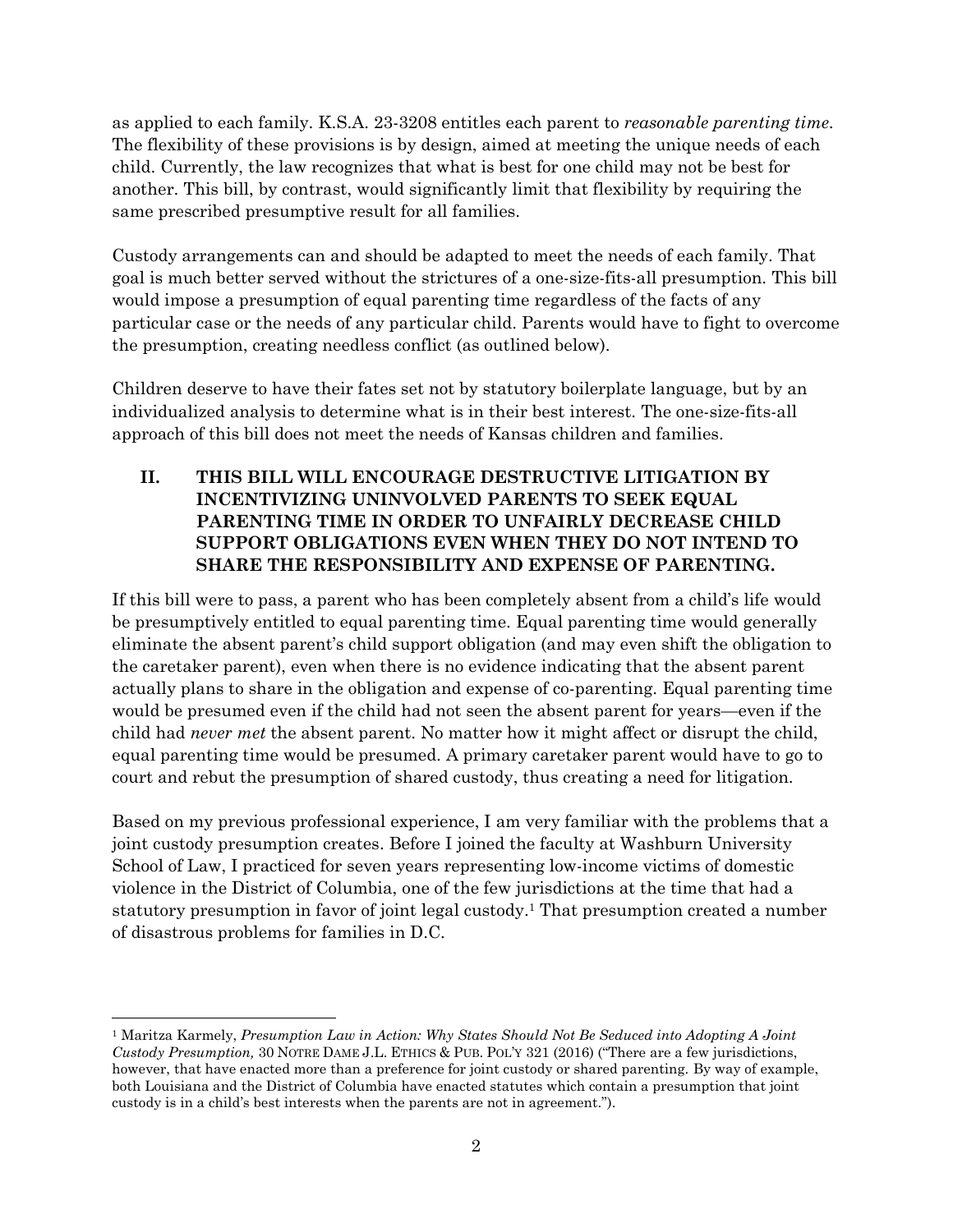as applied to each family. K.S.A. 23-3208 entitles each parent to *reasonable parenting time*. The flexibility of these provisions is by design, aimed at meeting the unique needs of each child. Currently, the law recognizes that what is best for one child may not be best for another. This bill, by contrast, would significantly limit that flexibility by requiring the same prescribed presumptive result for all families.

Custody arrangements can and should be adapted to meet the needs of each family. That goal is much better served without the strictures of a one-size-fits-all presumption. This bill would impose a presumption of equal parenting time regardless of the facts of any particular case or the needs of any particular child. Parents would have to fight to overcome the presumption, creating needless conflict (as outlined below).

Children deserve to have their fates set not by statutory boilerplate language, but by an individualized analysis to determine what is in their best interest. The one-size-fits-all approach of this bill does not meet the needs of Kansas children and families.

## II. THIS BILL WILL ENCOURAGE DESTRUCTIVE LITIGATION BY INCENTIVIZING UNINVOLVED PARENTS TO SEEK EQUAL PARENTING TIME IN ORDER TO UNFAIRLY DECREASE CHILD SUPPORT OBLIGATIONS EVEN WHEN THEY DO NOT INTEND TO SHARE THE RESPONSIBILITY AND EXPENSE OF PARENTING.

If this bill were to pass, a parent who has been completely absent from a child's life would be presumptively entitled to equal parenting time. Equal parenting time would generally eliminate the absent parent's child support obligation (and may even shift the obligation to the caretaker parent), even when there is no evidence indicating that the absent parent actually plans to share in the obligation and expense of co-parenting. Equal parenting time would be presumed even if the child had not seen the absent parent for years—even if the child had *never met* the absent parent. No matter how it might affect or disrupt the child, equal parenting time would be presumed. A primary caretaker parent would have to go to court and rebut the presumption of shared custody, thus creating a need for litigation.

Based on my previous professional experience, I am very familiar with the problems that a joint custody presumption creates. Before I joined the faculty at Washburn University School of Law, I practiced for seven years representing low-income victims of domestic violence in the District of Columbia, one of the few jurisdictions at the time that had a statutory presumption in favor of joint legal custody.[1] That presumption created a number of disastrous problems for families in D.C.

---

[1] Maritza Karmely, *Presumption Law in Action: Why States Should Not Be Seduced into Adopting A Joint Custody Presumption,* 30 NOTRE DAME J.L. ETHICS & PUB. POL'Y 321 (2016) ("There are a few jurisdictions, however, that have enacted more than a preference for joint custody or shared parenting. By way of example, both Louisiana and the District of Columbia have enacted statutes which contain a presumption that joint custody is in a child's best interests when the parents are not in agreement.").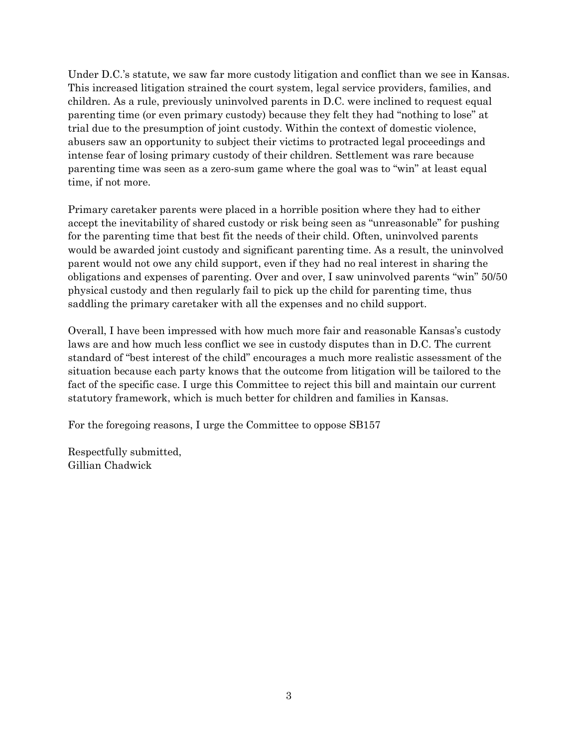Under D.C.'s statute, we saw far more custody litigation and conflict than we see in Kansas. This increased litigation strained the court system, legal service providers, families, and children. As a rule, previously uninvolved parents in D.C. were inclined to request equal parenting time (or even primary custody) because they felt they had "nothing to lose" at trial due to the presumption of joint custody. Within the context of domestic violence, abusers saw an opportunity to subject their victims to protracted legal proceedings and intense fear of losing primary custody of their children. Settlement was rare because parenting time was seen as a zero-sum game where the goal was to "win" at least equal time, if not more.

Primary caretaker parents were placed in a horrible position where they had to either accept the inevitability of shared custody or risk being seen as "unreasonable" for pushing for the parenting time that best fit the needs of their child. Often, uninvolved parents would be awarded joint custody and significant parenting time. As a result, the uninvolved parent would not owe any child support, even if they had no real interest in sharing the obligations and expenses of parenting. Over and over, I saw uninvolved parents "win" 50/50 physical custody and then regularly fail to pick up the child for parenting time, thus saddling the primary caretaker with all the expenses and no child support.

Overall, I have been impressed with how much more fair and reasonable Kansas's custody laws are and how much less conflict we see in custody disputes than in D.C. The current standard of "best interest of the child" encourages a much more realistic assessment of the situation because each party knows that the outcome from litigation will be tailored to the fact of the specific case. I urge this Committee to reject this bill and maintain our current statutory framework, which is much better for children and families in Kansas.

For the foregoing reasons, I urge the Committee to oppose SB157

Respectfully submitted,
Gillian Chadwick